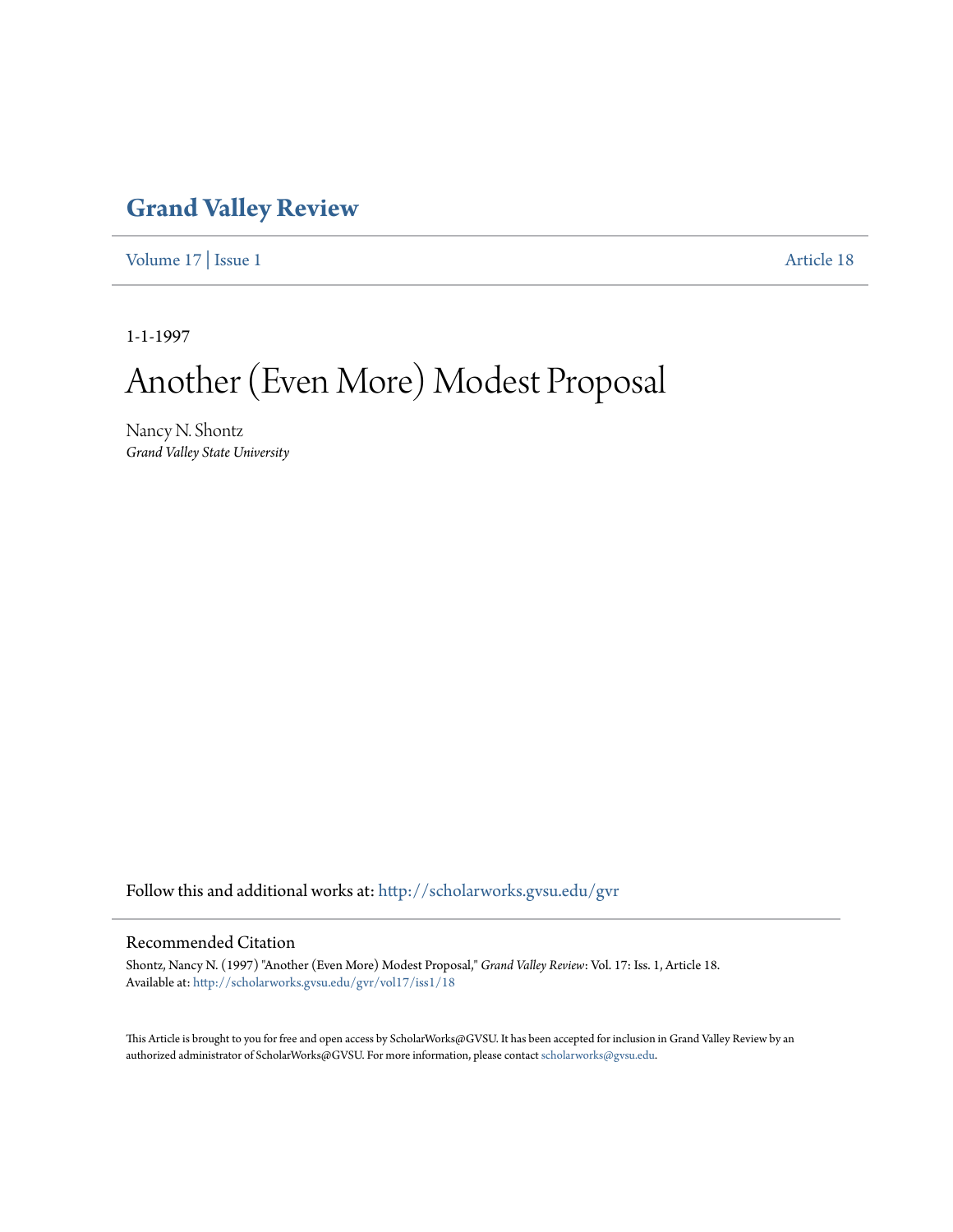# Grand Valley Review

Volume 17 | Issue 1 Article 18

1-1-1997

# Another (Even More) Modest Proposal

Nancy N. Shontz
*Grand Valley State University*

Follow this and additional works at: http://scholarworks.gvsu.edu/gvr

## Recommended Citation

Shontz, Nancy N. (1997) "Another (Even More) Modest Proposal," *Grand Valley Review*: Vol. 17: Iss. 1, Article 18.
Available at: http://scholarworks.gvsu.edu/gvr/vol17/iss1/18

This Article is brought to you for free and open access by ScholarWorks@GVSU. It has been accepted for inclusion in Grand Valley Review by an authorized administrator of ScholarWorks@GVSU. For more information, please contact scholarworks@gvsu.edu.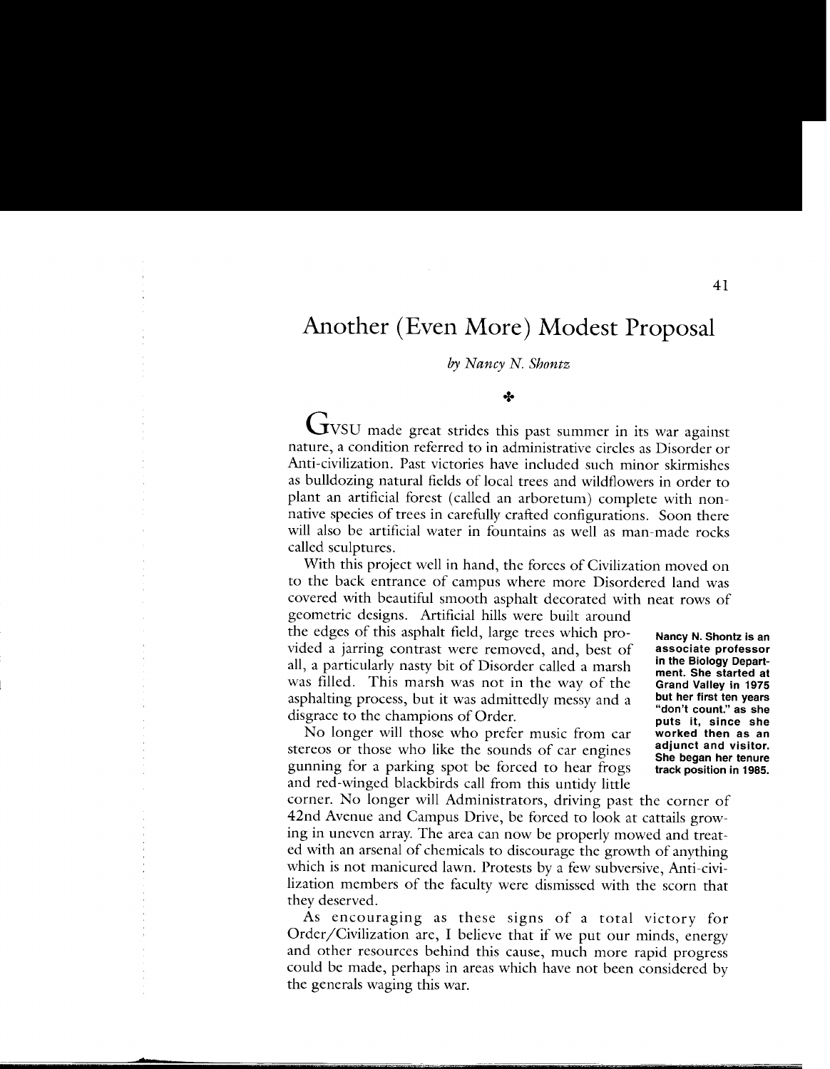# Another (Even More) Modest Proposal

*by Nancy N. Shontz*

✣

GVSU made great strides this past summer in its war against nature, a condition referred to in administrative circles as Disorder or Anti-civilization. Past victories have included such minor skirmishes as bulldozing natural fields of local trees and wildflowers in order to plant an artificial forest (called an arboretum) complete with non-native species of trees in carefully crafted configurations. Soon there will also be artificial water in fountains as well as man-made rocks called sculptures.

With this project well in hand, the forces of Civilization moved on to the back entrance of campus where more Disordered land was covered with beautiful smooth asphalt decorated with neat rows of geometric designs. Artificial hills were built around the edges of this asphalt field, large trees which provided a jarring contrast were removed, and, best of all, a particularly nasty bit of Disorder called a marsh was filled. This marsh was not in the way of the asphalting process, but it was admittedly messy and a disgrace to the champions of Order.

No longer will those who prefer music from car stereos or those who like the sounds of car engines gunning for a parking spot be forced to hear frogs and red-winged blackbirds call from this untidy little corner. No longer will Administrators, driving past the corner of 42nd Avenue and Campus Drive, be forced to look at cattails growing in uneven array. The area can now be properly mowed and treated with an arsenal of chemicals to discourage the growth of anything which is not manicured lawn. Protests by a few subversive, Anti-civilization members of the faculty were dismissed with the scorn that they deserved.

As encouraging as these signs of a total victory for Order/Civilization are, I believe that if we put our minds, energy and other resources behind this cause, much more rapid progress could be made, perhaps in areas which have not been considered by the generals waging this war.

**Nancy N. Shontz is an associate professor in the Biology Department. She started at Grand Valley in 1975 but her first ten years "don't count," as she puts it, since she worked then as an adjunct and visitor. She began her tenure track position in 1985.**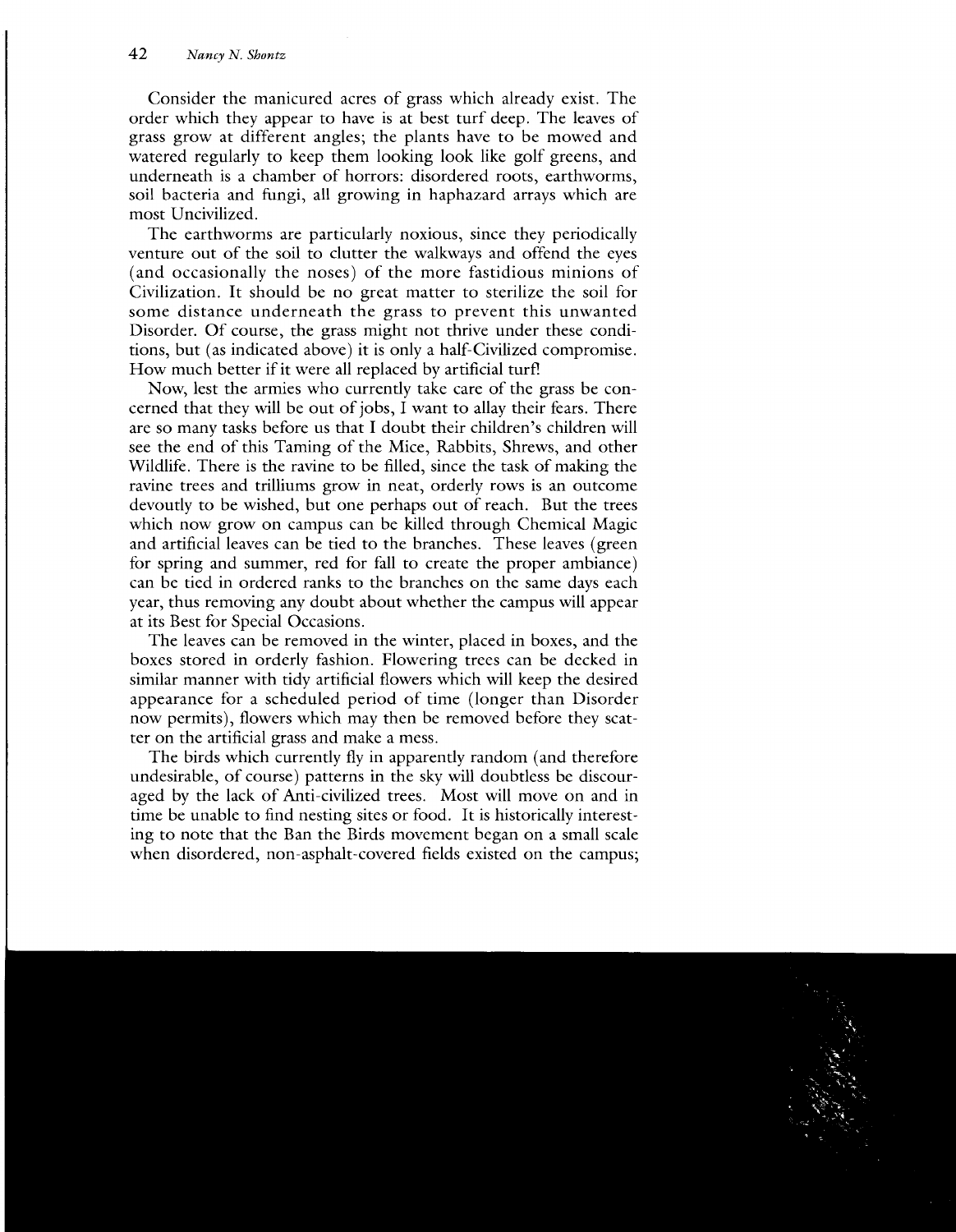Consider the manicured acres of grass which already exist. The order which they appear to have is at best turf deep. The leaves of grass grow at different angles; the plants have to be mowed and watered regularly to keep them looking look like golf greens, and underneath is a chamber of horrors: disordered roots, earthworms, soil bacteria and fungi, all growing in haphazard arrays which are most Uncivilized.

The earthworms are particularly noxious, since they periodically venture out of the soil to clutter the walkways and offend the eyes (and occasionally the noses) of the more fastidious minions of Civilization. It should be no great matter to sterilize the soil for some distance underneath the grass to prevent this unwanted Disorder. Of course, the grass might not thrive under these conditions, but (as indicated above) it is only a half-Civilized compromise. How much better if it were all replaced by artificial turf!

Now, lest the armies who currently take care of the grass be concerned that they will be out of jobs, I want to allay their fears. There are so many tasks before us that I doubt their children's children will see the end of this Taming of the Mice, Rabbits, Shrews, and other Wildlife. There is the ravine to be filled, since the task of making the ravine trees and trilliums grow in neat, orderly rows is an outcome devoutly to be wished, but one perhaps out of reach. But the trees which now grow on campus can be killed through Chemical Magic and artificial leaves can be tied to the branches. These leaves (green for spring and summer, red for fall to create the proper ambiance) can be tied in ordered ranks to the branches on the same days each year, thus removing any doubt about whether the campus will appear at its Best for Special Occasions.

The leaves can be removed in the winter, placed in boxes, and the boxes stored in orderly fashion. Flowering trees can be decked in similar manner with tidy artificial flowers which will keep the desired appearance for a scheduled period of time (longer than Disorder now permits), flowers which may then be removed before they scatter on the artificial grass and make a mess.

The birds which currently fly in apparently random (and therefore undesirable, of course) patterns in the sky will doubtless be discouraged by the lack of Anti-civilized trees. Most will move on and in time be unable to find nesting sites or food. It is historically interesting to note that the Ban the Birds movement began on a small scale when disordered, non-asphalt-covered fields existed on the campus;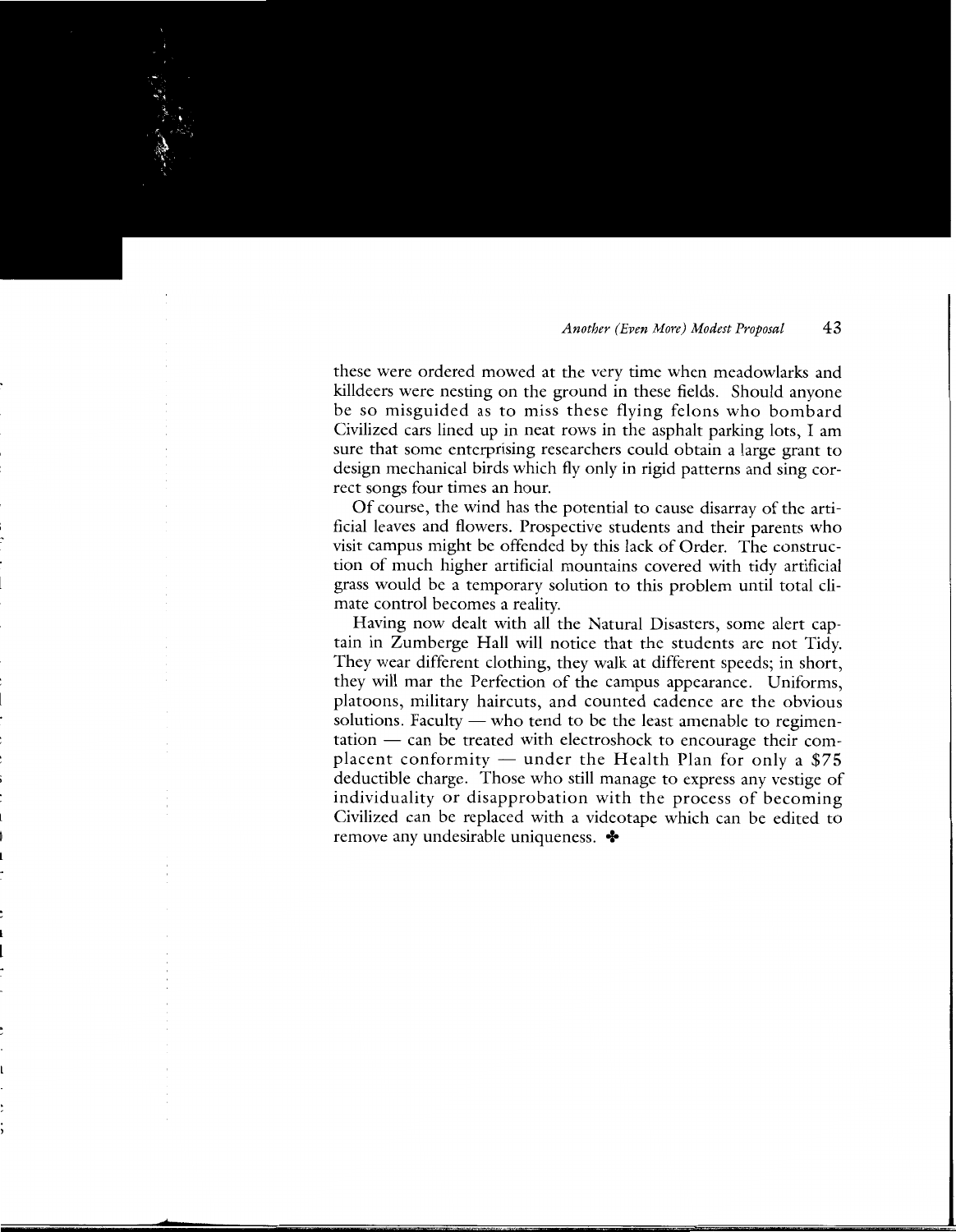these were ordered mowed at the very time when meadowlarks and killdeers were nesting on the ground in these fields. Should anyone be so misguided as to miss these flying felons who bombard Civilized cars lined up in neat rows in the asphalt parking lots, I am sure that some enterprising researchers could obtain a large grant to design mechanical birds which fly only in rigid patterns and sing correct songs four times an hour.

Of course, the wind has the potential to cause disarray of the artificial leaves and flowers. Prospective students and their parents who visit campus might be offended by this lack of Order. The construction of much higher artificial mountains covered with tidy artificial grass would be a temporary solution to this problem until total climate control becomes a reality.

Having now dealt with all the Natural Disasters, some alert captain in Zumberge Hall will notice that the students are not Tidy. They wear different clothing, they walk at different speeds; in short, they will mar the Perfection of the campus appearance. Uniforms, platoons, military haircuts, and counted cadence are the obvious solutions. Faculty — who tend to be the least amenable to regimentation — can be treated with electroshock to encourage their complacent conformity — under the Health Plan for only a $75 deductible charge. Those who still manage to express any vestige of individuality or disapprobation with the process of becoming Civilized can be replaced with a videotape which can be edited to remove any undesirable uniqueness. ✤